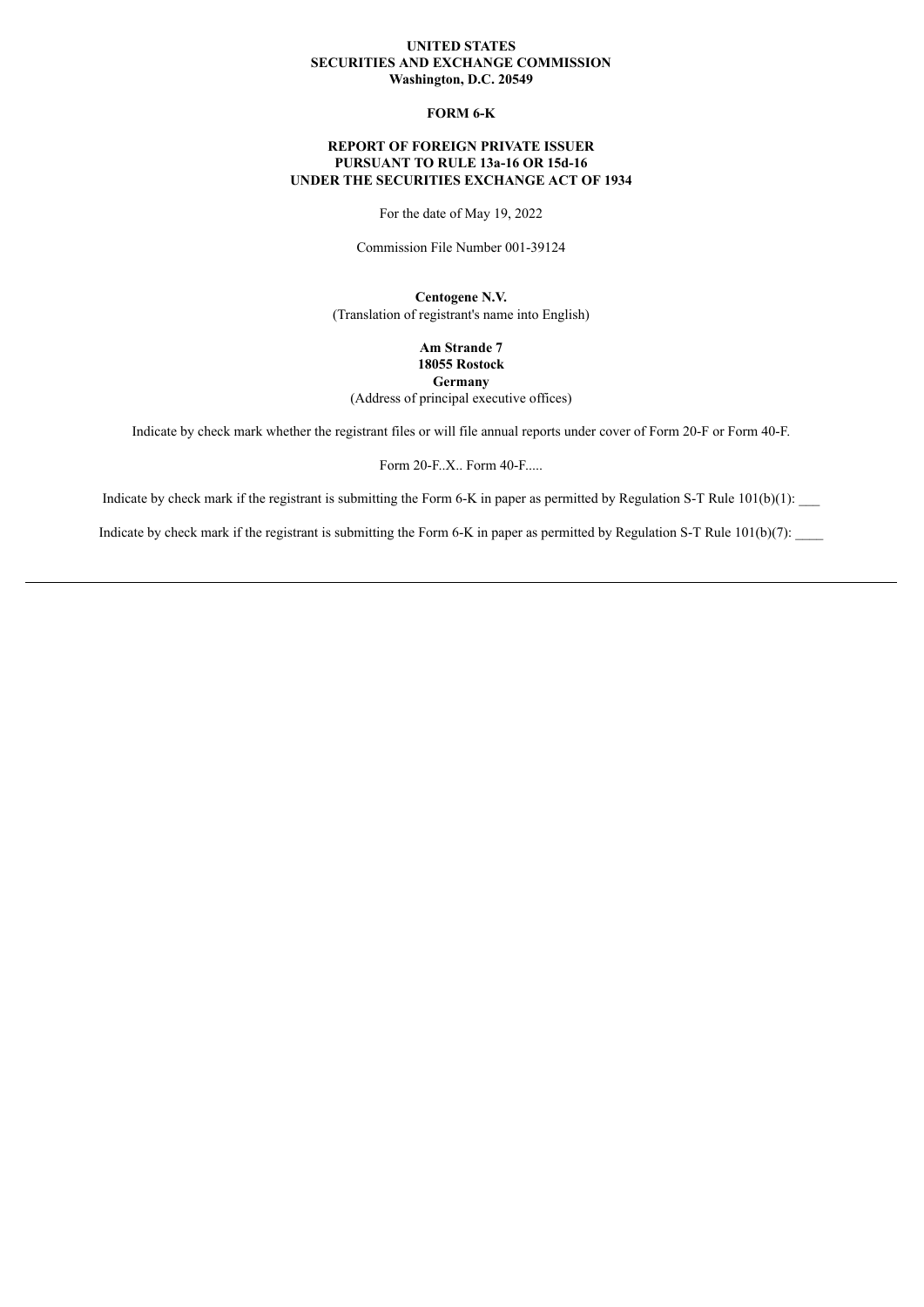**UNITED STATES**
**SECURITIES AND EXCHANGE COMMISSION**
**Washington, D.C. 20549**

**FORM 6-K**

**REPORT OF FOREIGN PRIVATE ISSUER**
**PURSUANT TO RULE 13a-16 OR 15d-16**
**UNDER THE SECURITIES EXCHANGE ACT OF 1934**

For the date of May 19, 2022

Commission File Number 001-39124

**Centogene N.V.**
(Translation of registrant's name into English)

**Am Strande 7**
**18055 Rostock**
**Germany**
(Address of principal executive offices)

Indicate by check mark whether the registrant files or will file annual reports under cover of Form 20-F or Form 40-F.

Form 20-F..X.. Form 40-F.....

Indicate by check mark if the registrant is submitting the Form 6-K in paper as permitted by Regulation S-T Rule 101(b)(1): ___

Indicate by check mark if the registrant is submitting the Form 6-K in paper as permitted by Regulation S-T Rule 101(b)(7): ____

---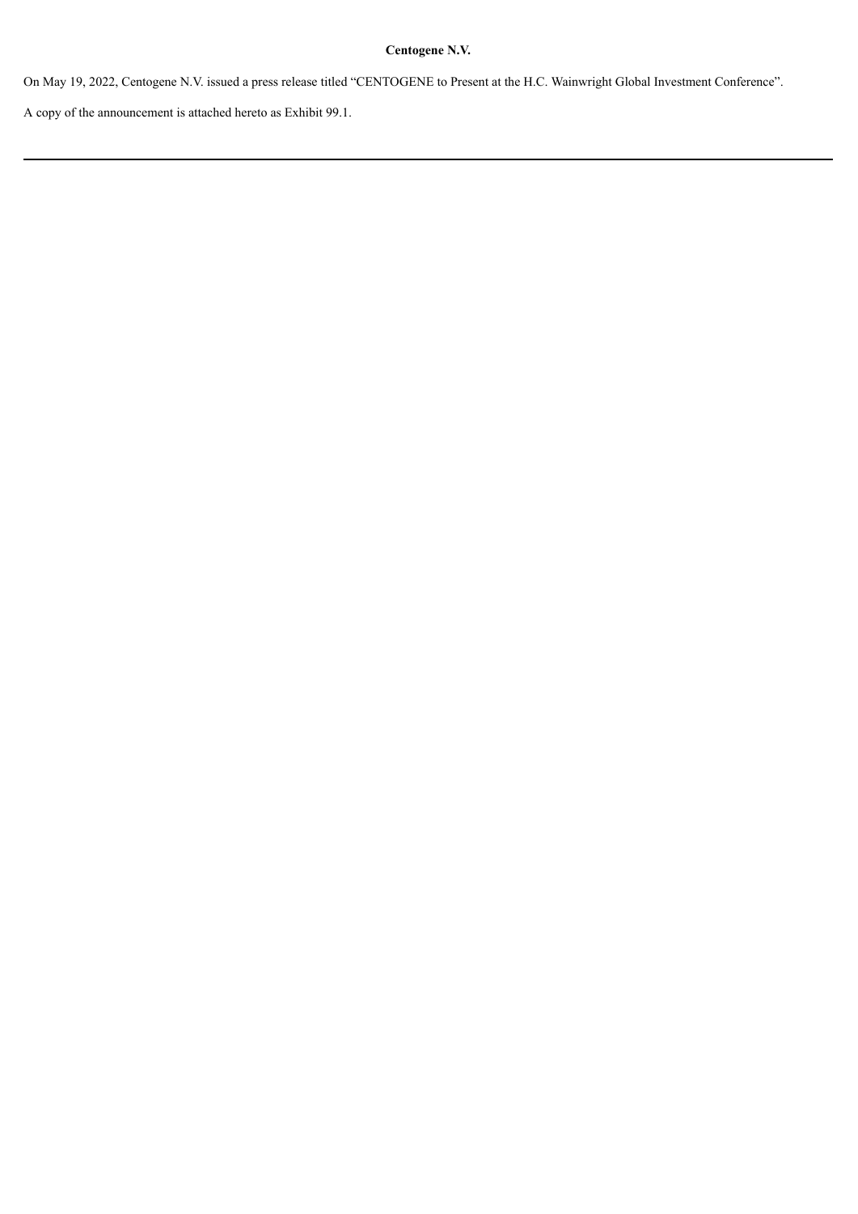**Centogene N.V.**

On May 19, 2022, Centogene N.V. issued a press release titled "CENTOGENE to Present at the H.C. Wainwright Global Investment Conference".

A copy of the announcement is attached hereto as Exhibit 99.1.

---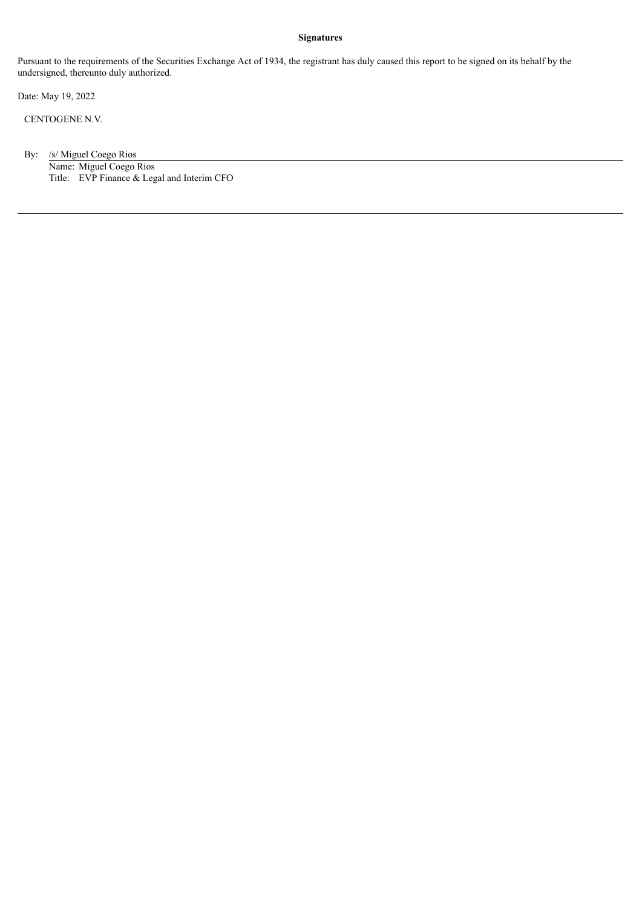**Signatures**

Pursuant to the requirements of the Securities Exchange Act of 1934, the registrant has duly caused this report to be signed on its behalf by the undersigned, thereunto duly authorized.

Date: May 19, 2022

CENTOGENE N.V.

By: /s/ Miguel Coego Rios

Name: Miguel Coego Rios

Title: EVP Finance & Legal and Interim CFO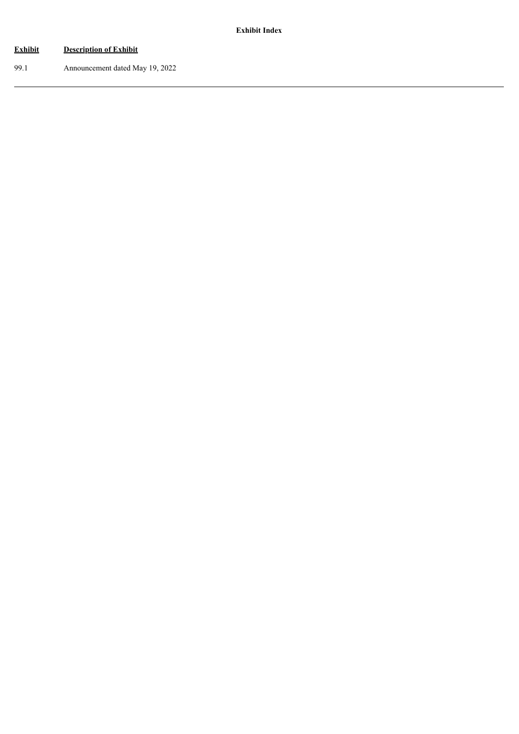**Exhibit Index**

| Exhibit | Description of Exhibit |
| --- | --- |
| 99.1 | Announcement dated May 19, 2022 |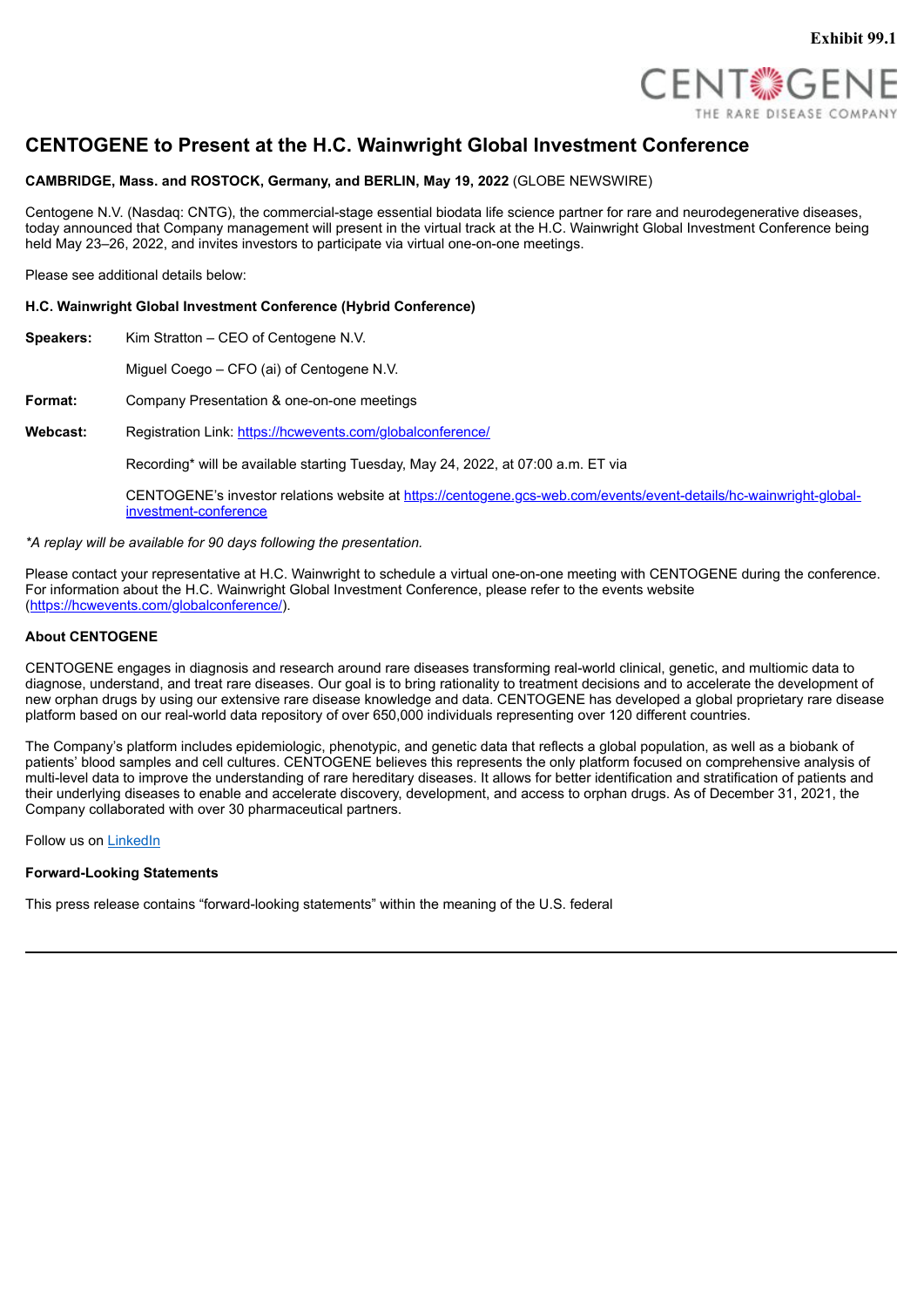Exhibit 99.1

CENTOGENE
THE RARE DISEASE COMPANY

# CENTOGENE to Present at the H.C. Wainwright Global Investment Conference

**CAMBRIDGE, Mass. and ROSTOCK, Germany, and BERLIN, May 19, 2022** (GLOBE NEWSWIRE)

Centogene N.V. (Nasdaq: CNTG), the commercial-stage essential biodata life science partner for rare and neurodegenerative diseases, today announced that Company management will present in the virtual track at the H.C. Wainwright Global Investment Conference being held May 23–26, 2022, and invites investors to participate via virtual one-on-one meetings.

Please see additional details below:

**H.C. Wainwright Global Investment Conference (Hybrid Conference)**

**Speakers:** Kim Stratton – CEO of Centogene N.V.

Miguel Coego – CFO (ai) of Centogene N.V.

**Format:** Company Presentation & one-on-one meetings

**Webcast:** Registration Link: https://hcwevents.com/globalconference/

Recording* will be available starting Tuesday, May 24, 2022, at 07:00 a.m. ET via

CENTOGENE's investor relations website at https://centogene.gcs-web.com/events/event-details/hc-wainwright-global-investment-conference

*\*A replay will be available for 90 days following the presentation.*

Please contact your representative at H.C. Wainwright to schedule a virtual one-on-one meeting with CENTOGENE during the conference. For information about the H.C. Wainwright Global Investment Conference, please refer to the events website (https://hcwevents.com/globalconference/).

**About CENTOGENE**

CENTOGENE engages in diagnosis and research around rare diseases transforming real-world clinical, genetic, and multiomic data to diagnose, understand, and treat rare diseases. Our goal is to bring rationality to treatment decisions and to accelerate the development of new orphan drugs by using our extensive rare disease knowledge and data. CENTOGENE has developed a global proprietary rare disease platform based on our real-world data repository of over 650,000 individuals representing over 120 different countries.

The Company's platform includes epidemiologic, phenotypic, and genetic data that reflects a global population, as well as a biobank of patients' blood samples and cell cultures. CENTOGENE believes this represents the only platform focused on comprehensive analysis of multi-level data to improve the understanding of rare hereditary diseases. It allows for better identification and stratification of patients and their underlying diseases to enable and accelerate discovery, development, and access to orphan drugs. As of December 31, 2021, the Company collaborated with over 30 pharmaceutical partners.

Follow us on LinkedIn

**Forward-Looking Statements**

This press release contains "forward-looking statements" within the meaning of the U.S. federal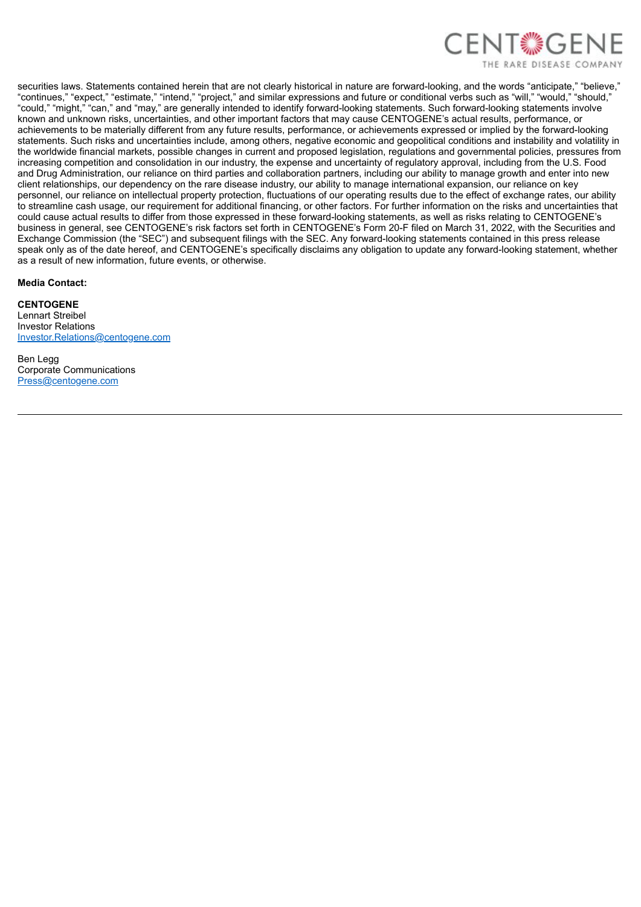securities laws. Statements contained herein that are not clearly historical in nature are forward-looking, and the words “anticipate,” “believe,” “continues,” “expect,” “estimate,” “intend,” “project,” and similar expressions and future or conditional verbs such as “will,” “would,” “should,” “could,” “might,” “can,” and “may,” are generally intended to identify forward-looking statements. Such forward-looking statements involve known and unknown risks, uncertainties, and other important factors that may cause CENTOGENE’s actual results, performance, or achievements to be materially different from any future results, performance, or achievements expressed or implied by the forward-looking statements. Such risks and uncertainties include, among others, negative economic and geopolitical conditions and instability and volatility in the worldwide financial markets, possible changes in current and proposed legislation, regulations and governmental policies, pressures from increasing competition and consolidation in our industry, the expense and uncertainty of regulatory approval, including from the U.S. Food and Drug Administration, our reliance on third parties and collaboration partners, including our ability to manage growth and enter into new client relationships, our dependency on the rare disease industry, our ability to manage international expansion, our reliance on key personnel, our reliance on intellectual property protection, fluctuations of our operating results due to the effect of exchange rates, our ability to streamline cash usage, our requirement for additional financing, or other factors. For further information on the risks and uncertainties that could cause actual results to differ from those expressed in these forward-looking statements, as well as risks relating to CENTOGENE’s business in general, see CENTOGENE’s risk factors set forth in CENTOGENE’s Form 20-F filed on March 31, 2022, with the Securities and Exchange Commission (the “SEC”) and subsequent filings with the SEC. Any forward-looking statements contained in this press release speak only as of the date hereof, and CENTOGENE’s specifically disclaims any obligation to update any forward-looking statement, whether as a result of new information, future events, or otherwise.

**Media Contact:**

**CENTOGENE**
Lennart Streibel
Investor Relations
Investor.Relations@centogene.com

Ben Legg
Corporate Communications
Press@centogene.com